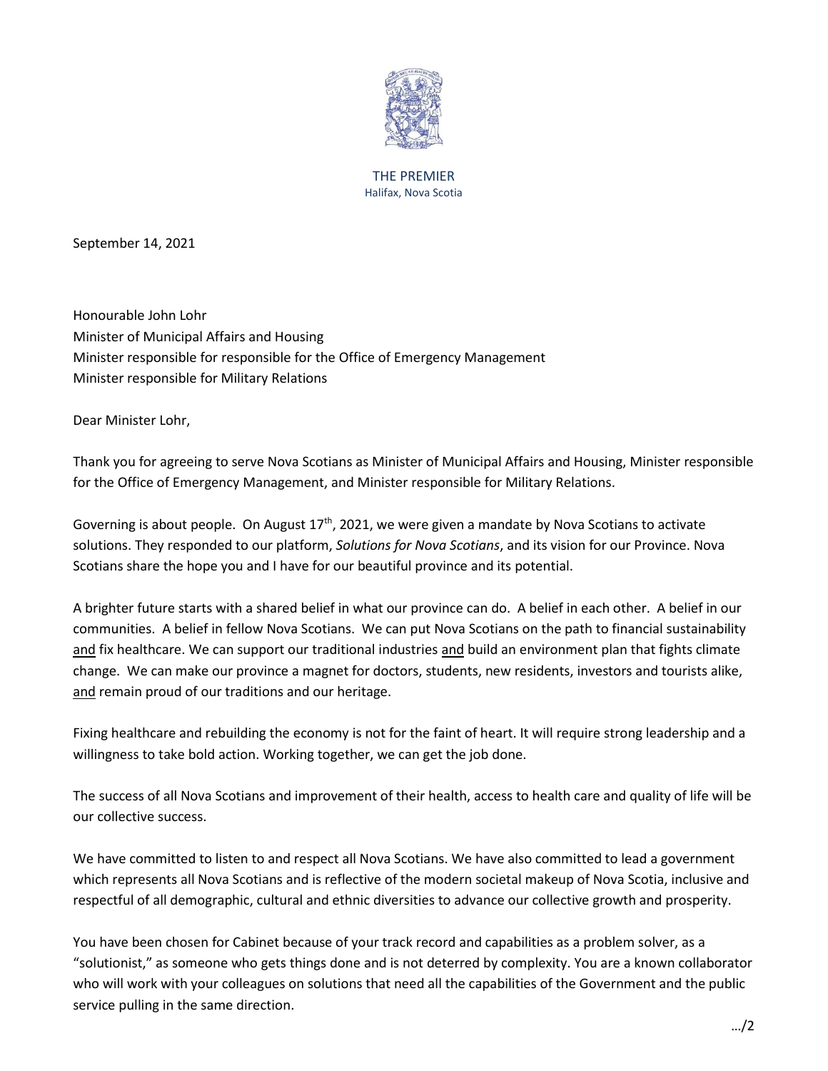THE PREMIER
Halifax, Nova Scotia

September 14, 2021

Honourable John Lohr
Minister of Municipal Affairs and Housing
Minister responsible for responsible for the Office of Emergency Management
Minister responsible for Military Relations

Dear Minister Lohr,

Thank you for agreeing to serve Nova Scotians as Minister of Municipal Affairs and Housing, Minister responsible for the Office of Emergency Management, and Minister responsible for Military Relations.

Governing is about people. On August 17th, 2021, we were given a mandate by Nova Scotians to activate solutions. They responded to our platform, *Solutions for Nova Scotians*, and its vision for our Province. Nova Scotians share the hope you and I have for our beautiful province and its potential.

A brighter future starts with a shared belief in what our province can do. A belief in each other. A belief in our communities. A belief in fellow Nova Scotians. We can put Nova Scotians on the path to financial sustainability <u>and</u> fix healthcare. We can support our traditional industries <u>and</u> build an environment plan that fights climate change. We can make our province a magnet for doctors, students, new residents, investors and tourists alike, <u>and</u> remain proud of our traditions and our heritage.

Fixing healthcare and rebuilding the economy is not for the faint of heart. It will require strong leadership and a willingness to take bold action. Working together, we can get the job done.

The success of all Nova Scotians and improvement of their health, access to health care and quality of life will be our collective success.

We have committed to listen to and respect all Nova Scotians. We have also committed to lead a government which represents all Nova Scotians and is reflective of the modern societal makeup of Nova Scotia, inclusive and respectful of all demographic, cultural and ethnic diversities to advance our collective growth and prosperity.

You have been chosen for Cabinet because of your track record and capabilities as a problem solver, as a "solutionist," as someone who gets things done and is not deterred by complexity. You are a known collaborator who will work with your colleagues on solutions that need all the capabilities of the Government and the public service pulling in the same direction.

…/2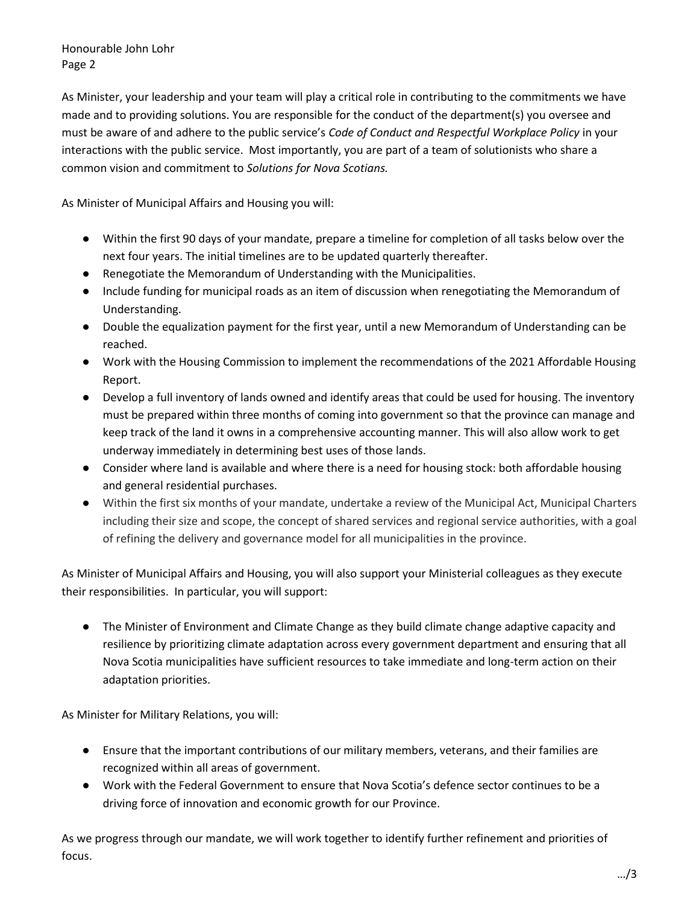As Minister, your leadership and your team will play a critical role in contributing to the commitments we have made and to providing solutions. You are responsible for the conduct of the department(s) you oversee and must be aware of and adhere to the public service's *Code of Conduct and Respectful Workplace Policy* in your interactions with the public service. Most importantly, you are part of a team of solutionists who share a common vision and commitment to *Solutions for Nova Scotians.*

As Minister of Municipal Affairs and Housing you will:

- Within the first 90 days of your mandate, prepare a timeline for completion of all tasks below over the next four years. The initial timelines are to be updated quarterly thereafter.
- Renegotiate the Memorandum of Understanding with the Municipalities.
- Include funding for municipal roads as an item of discussion when renegotiating the Memorandum of Understanding.
- Double the equalization payment for the first year, until a new Memorandum of Understanding can be reached.
- Work with the Housing Commission to implement the recommendations of the 2021 Affordable Housing Report.
- Develop a full inventory of lands owned and identify areas that could be used for housing. The inventory must be prepared within three months of coming into government so that the province can manage and keep track of the land it owns in a comprehensive accounting manner. This will also allow work to get underway immediately in determining best uses of those lands.
- Consider where land is available and where there is a need for housing stock: both affordable housing and general residential purchases.
- Within the first six months of your mandate, undertake a review of the Municipal Act, Municipal Charters including their size and scope, the concept of shared services and regional service authorities, with a goal of refining the delivery and governance model for all municipalities in the province.

As Minister of Municipal Affairs and Housing, you will also support your Ministerial colleagues as they execute their responsibilities. In particular, you will support:

- The Minister of Environment and Climate Change as they build climate change adaptive capacity and resilience by prioritizing climate adaptation across every government department and ensuring that all Nova Scotia municipalities have sufficient resources to take immediate and long-term action on their adaptation priorities.

As Minister for Military Relations, you will:

- Ensure that the important contributions of our military members, veterans, and their families are recognized within all areas of government.
- Work with the Federal Government to ensure that Nova Scotia's defence sector continues to be a driving force of innovation and economic growth for our Province.

As we progress through our mandate, we will work together to identify further refinement and priorities of focus.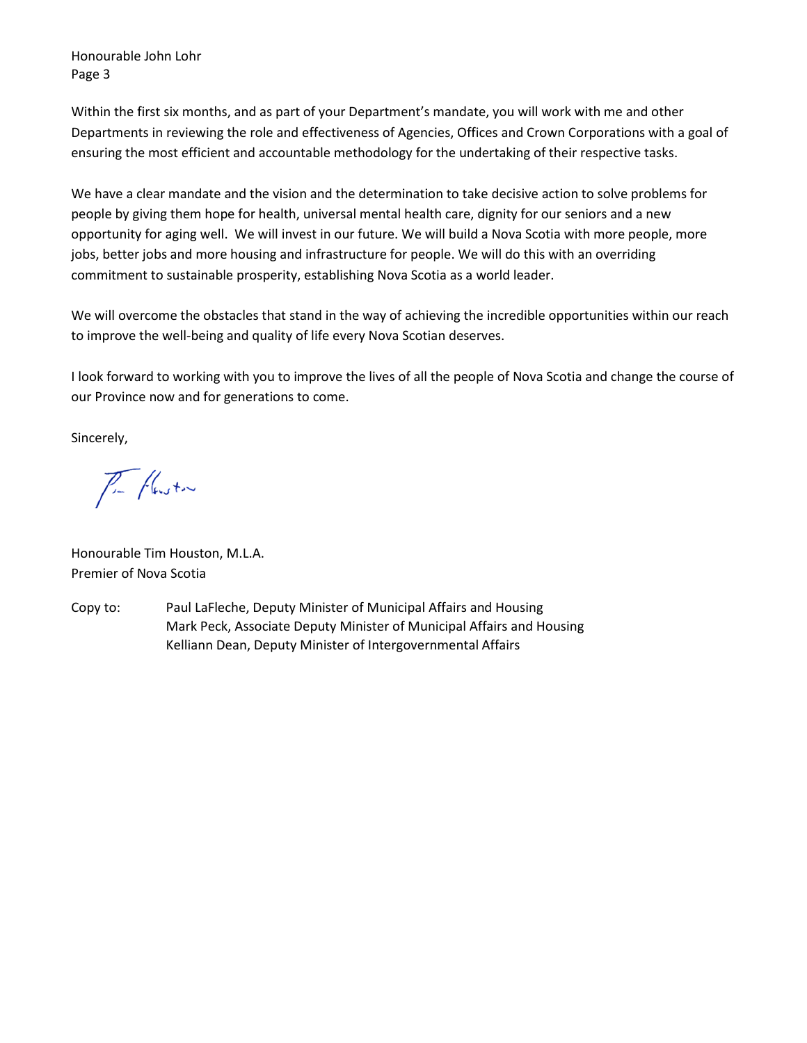Within the first six months, and as part of your Department's mandate, you will work with me and other Departments in reviewing the role and effectiveness of Agencies, Offices and Crown Corporations with a goal of ensuring the most efficient and accountable methodology for the undertaking of their respective tasks.

We have a clear mandate and the vision and the determination to take decisive action to solve problems for people by giving them hope for health, universal mental health care, dignity for our seniors and a new opportunity for aging well. We will invest in our future. We will build a Nova Scotia with more people, more jobs, better jobs and more housing and infrastructure for people. We will do this with an overriding commitment to sustainable prosperity, establishing Nova Scotia as a world leader.

We will overcome the obstacles that stand in the way of achieving the incredible opportunities within our reach to improve the well-being and quality of life every Nova Scotian deserves.

I look forward to working with you to improve the lives of all the people of Nova Scotia and change the course of our Province now and for generations to come.

Sincerely,

Honourable Tim Houston, M.L.A.
Premier of Nova Scotia

Copy to: Paul LaFleche, Deputy Minister of Municipal Affairs and Housing
Mark Peck, Associate Deputy Minister of Municipal Affairs and Housing
Kelliann Dean, Deputy Minister of Intergovernmental Affairs